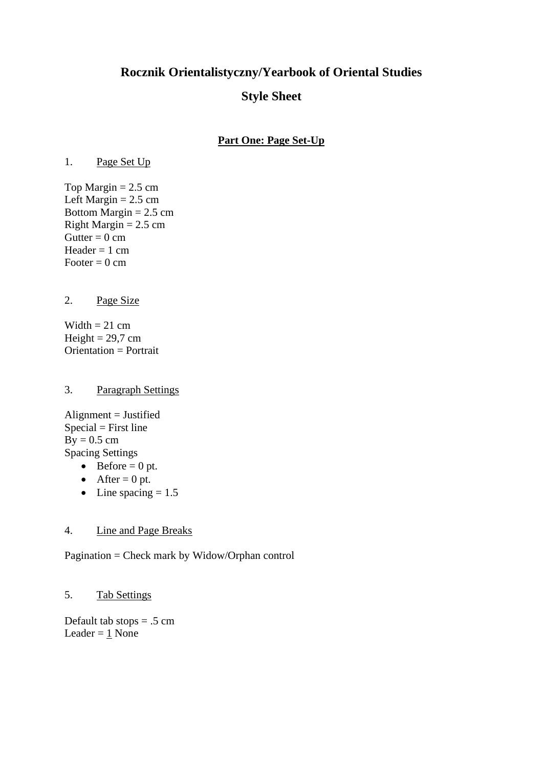# Rocznik Orientalistyczny/Yearbook of Oriental Studies

# Style Sheet

## Part One: Page Set-Up

1. Page Set Up

Top Margin = 2.5 cm
Left Margin = 2.5 cm
Bottom Margin = 2.5 cm
Right Margin = 2.5 cm
Gutter = 0 cm
Header = 1 cm
Footer = 0 cm

2. Page Size

Width = 21 cm
Height = 29,7 cm
Orientation = Portrait

3. Paragraph Settings

Alignment = Justified
Special = First line
By = 0.5 cm
Spacing Settings

- Before = 0 pt.
- After = 0 pt.
- Line spacing = 1.5

4. Line and Page Breaks

Pagination = Check mark by Widow/Orphan control

5. Tab Settings

Default tab stops = .5 cm
Leader = 1 None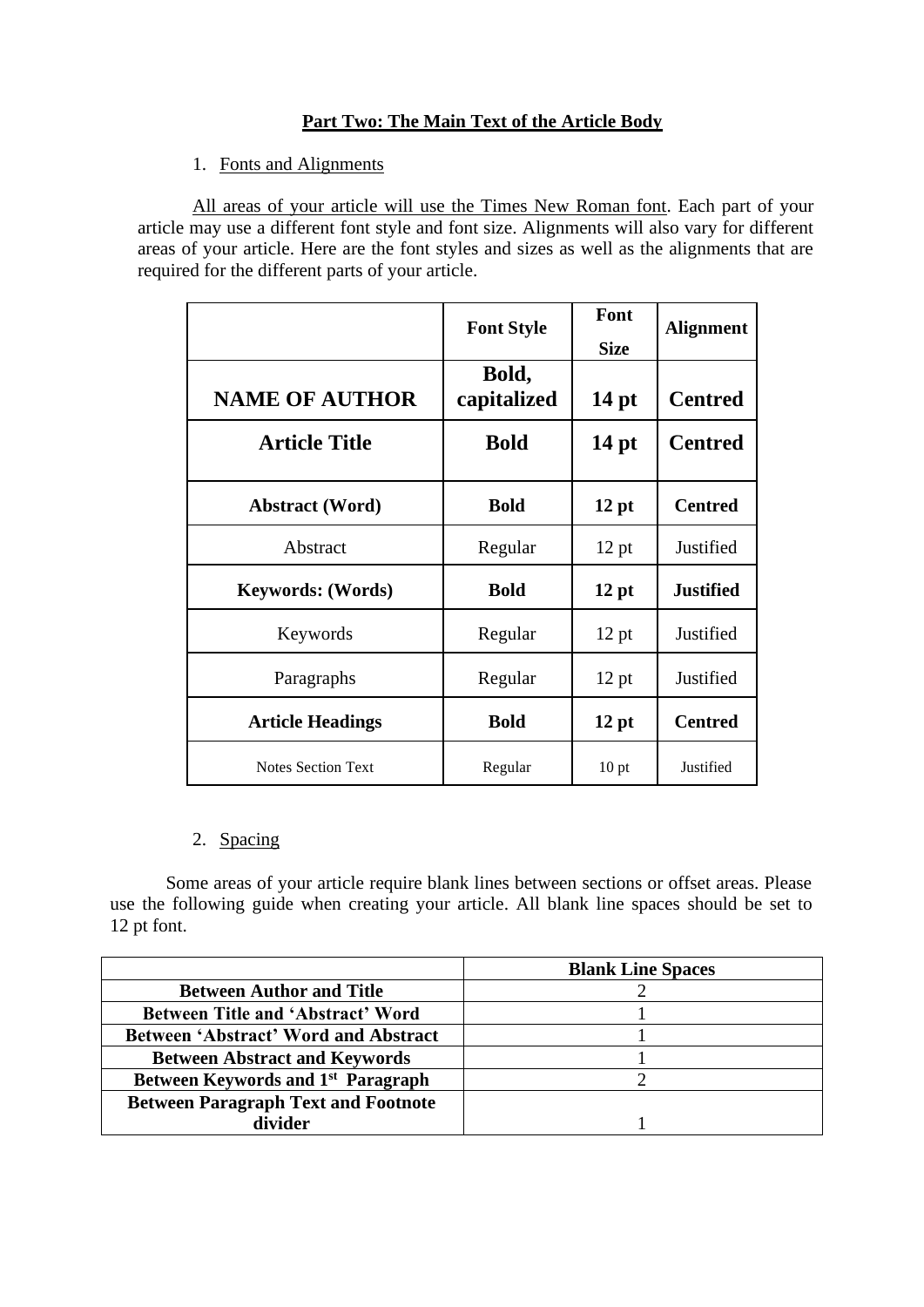## Part Two: The Main Text of the Article Body

1. Fonts and Alignments

All areas of your article will use the Times New Roman font. Each part of your article may use a different font style and font size. Alignments will also vary for different areas of your article. Here are the font styles and sizes as well as the alignments that are required for the different parts of your article.

| | **Font Style** | **Font Size** | **Alignment** |
|---|---|---|---|
| **NAME OF AUTHOR** | **Bold, capitalized** | **14 pt** | **Centred** |
| **Article Title** | **Bold** | **14 pt** | **Centred** |
| **Abstract (Word)** | **Bold** | **12 pt** | **Centred** |
| Abstract | Regular | 12 pt | Justified |
| **Keywords: (Words)** | **Bold** | **12 pt** | **Justified** |
| Keywords | Regular | 12 pt | Justified |
| Paragraphs | Regular | 12 pt | Justified |
| **Article Headings** | **Bold** | **12 pt** | **Centred** |
| Notes Section Text | Regular | 10 pt | Justified |

2. Spacing

Some areas of your article require blank lines between sections or offset areas. Please use the following guide when creating your article. All blank line spaces should be set to 12 pt font.

| | **Blank Line Spaces** |
|---|---|
| **Between Author and Title** | 2 |
| **Between Title and 'Abstract' Word** | 1 |
| **Between 'Abstract' Word and Abstract** | 1 |
| **Between Abstract and Keywords** | 1 |
| **Between Keywords and 1st Paragraph** | 2 |
| **Between Paragraph Text and Footnote divider** | 1 |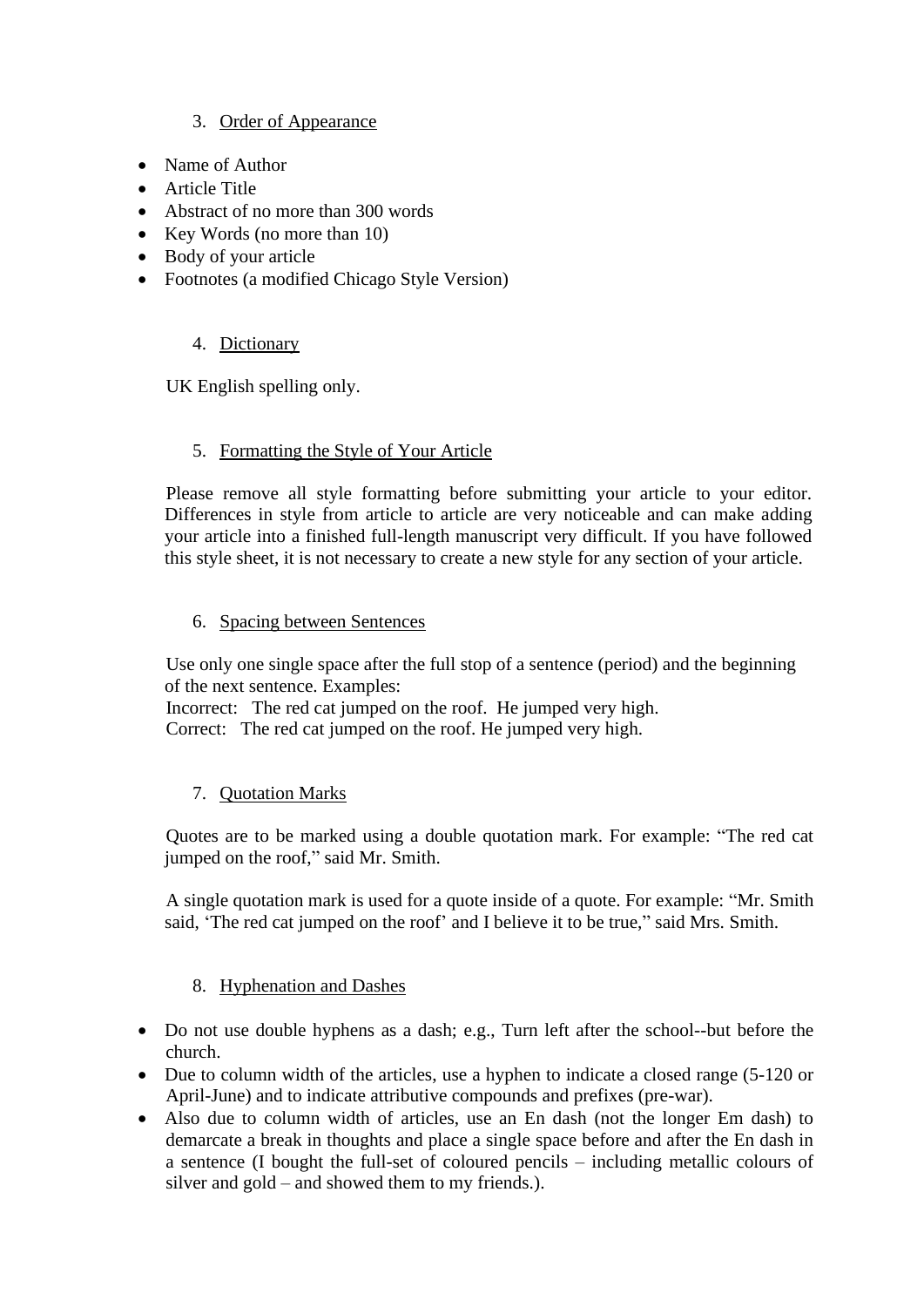3. Order of Appearance

- Name of Author
- Article Title
- Abstract of no more than 300 words
- Key Words (no more than 10)
- Body of your article
- Footnotes (a modified Chicago Style Version)

4. Dictionary

UK English spelling only.

5. Formatting the Style of Your Article

Please remove all style formatting before submitting your article to your editor. Differences in style from article to article are very noticeable and can make adding your article into a finished full-length manuscript very difficult. If you have followed this style sheet, it is not necessary to create a new style for any section of your article.

6. Spacing between Sentences

Use only one single space after the full stop of a sentence (period) and the beginning of the next sentence. Examples:
Incorrect: The red cat jumped on the roof.  He jumped very high.
Correct: The red cat jumped on the roof. He jumped very high.

7. Quotation Marks

Quotes are to be marked using a double quotation mark. For example: “The red cat jumped on the roof,” said Mr. Smith.

A single quotation mark is used for a quote inside of a quote. For example: “Mr. Smith said, ‘The red cat jumped on the roof’ and I believe it to be true,” said Mrs. Smith.

8. Hyphenation and Dashes

- Do not use double hyphens as a dash; e.g., Turn left after the school--but before the church.
- Due to column width of the articles, use a hyphen to indicate a closed range (5-120 or April-June) and to indicate attributive compounds and prefixes (pre-war).
- Also due to column width of articles, use an En dash (not the longer Em dash) to demarcate a break in thoughts and place a single space before and after the En dash in a sentence (I bought the full-set of coloured pencils – including metallic colours of silver and gold – and showed them to my friends.).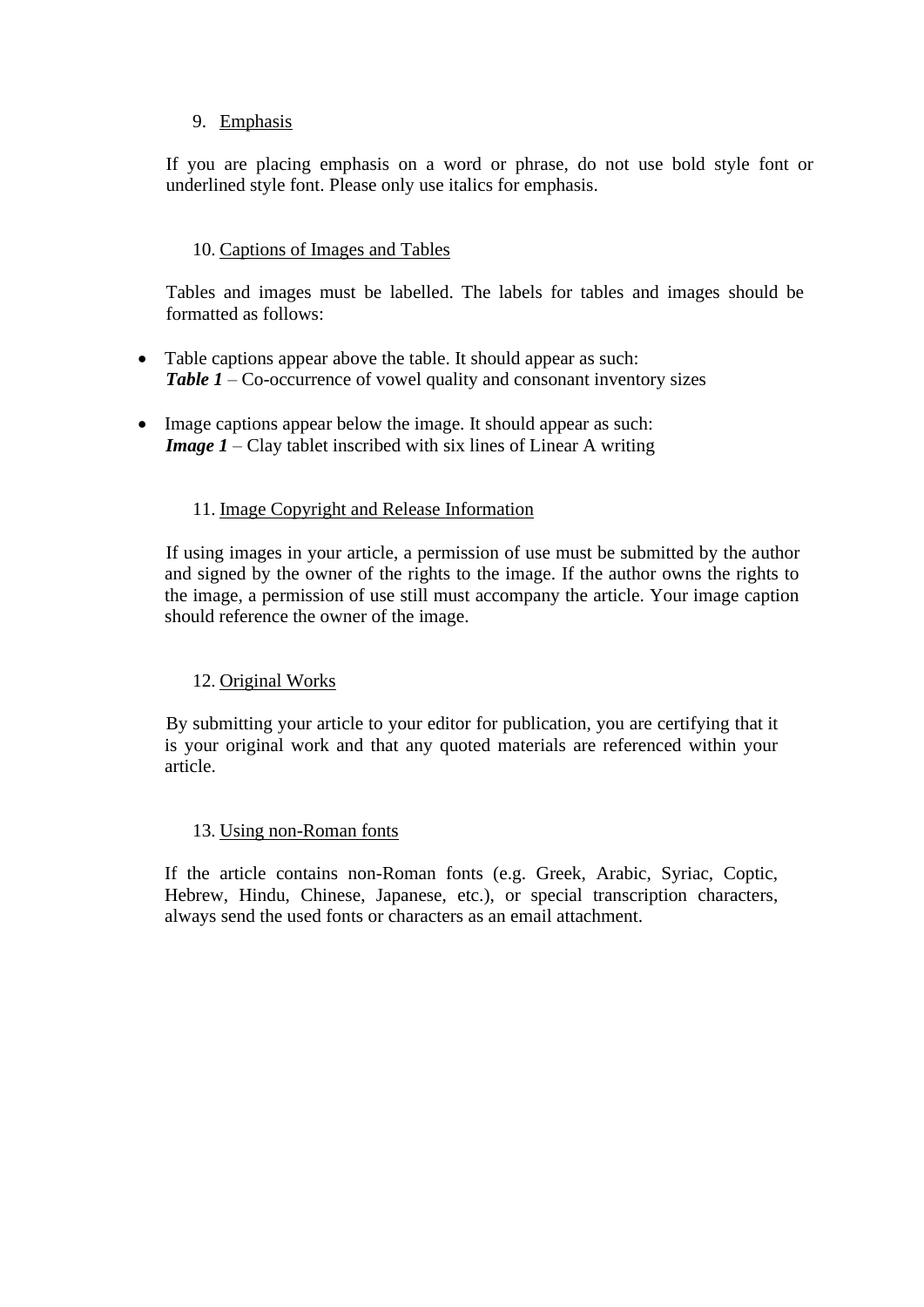9. Emphasis

If you are placing emphasis on a word or phrase, do not use bold style font or underlined style font. Please only use italics for emphasis.

10. Captions of Images and Tables

Tables and images must be labelled. The labels for tables and images should be formatted as follows:

- Table captions appear above the table. It should appear as such:
  ***Table 1*** – Co-occurrence of vowel quality and consonant inventory sizes

- Image captions appear below the image. It should appear as such:
  ***Image 1*** – Clay tablet inscribed with six lines of Linear A writing

11. Image Copyright and Release Information

If using images in your article, a permission of use must be submitted by the author and signed by the owner of the rights to the image. If the author owns the rights to the image, a permission of use still must accompany the article. Your image caption should reference the owner of the image.

12. Original Works

By submitting your article to your editor for publication, you are certifying that it is your original work and that any quoted materials are referenced within your article.

13. Using non-Roman fonts

If the article contains non-Roman fonts (e.g. Greek, Arabic, Syriac, Coptic, Hebrew, Hindu, Chinese, Japanese, etc.), or special transcription characters, always send the used fonts or characters as an email attachment.